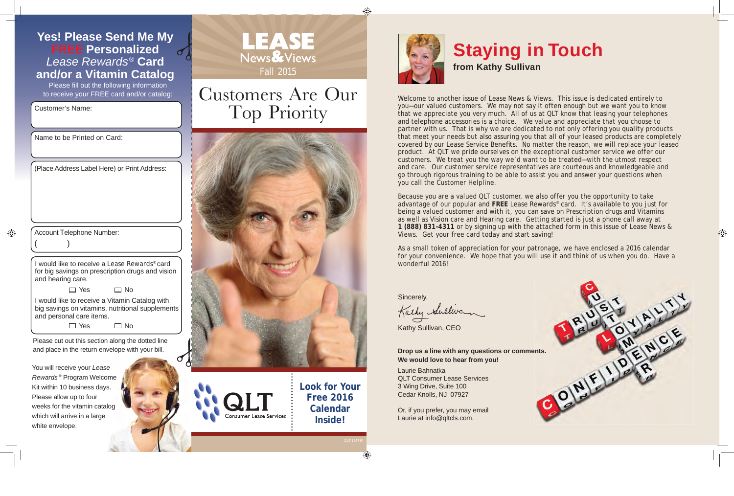## Yes! Please Send Me My FREE Personalized *Lease Rewards®* Card and/or a Vitamin Catalog

Please fill out the following information to receive your FREE card and/or catalog:

Customer's Name:

Name to be Printed on Card:

(Place Address Label Here) or Print Address:

Account Telephone Number:
(        )

I would like to receive a *Lease Rewards®* card for big savings on prescription drugs and vision and hearing care.

☐ Yes ☐ No

I would like to receive a Vitamin Catalog with big savings on vitamins, nutritional supplements and personal care items.

☐ Yes ☐ No

Please cut out this section along the dotted line and place in the return envelope with your bill.

You will receive your *Lease Rewards®* Program Welcome Kit within 10 business days. Please allow up to four weeks for the vitamin catalog which will arrive in a large white envelope.

# LEASE News & Views

Fall 2015

## Customers Are Our Top Priority

QLT Consumer Lease Services

**Look for Your Free 2016 Calendar Inside!**

QLT-126730

# Staying in Touch

**from Kathy Sullivan**

Welcome to another issue of Lease News & Views. This issue is dedicated entirely to you—our valued customers. We may not say it often enough but we want you to know that we appreciate you very much. All of us at QLT know that leasing your telephones and telephone accessories is a choice. We value and appreciate that you choose to partner with us. That is why we are dedicated to not only offering you quality products that meet your needs but also assuring you that all of your leased products are completely covered by our Lease Service Benefits. No matter the reason, we will replace your leased product. At QLT we pride ourselves on the exceptional customer service we offer our customers. We treat you the way we'd want to be treated—with the utmost respect and care. Our customer service representatives are courteous and knowledgeable and go through rigorous training to be able to assist you and answer your questions when you call the Customer Helpline.

Because you are a valued QLT customer, we also offer you the opportunity to take advantage of our popular and **FREE** Lease Rewards® card. It's available to you just for being a valued customer and with it, you can save on Prescription drugs and Vitamins as well as Vision care and Hearing care. Getting started is just a phone call away at **1 (888) 831-4311** or by signing up with the attached form in this issue of Lease News & Views. Get your free card today and start saving!

As a small token of appreciation for your patronage, we have enclosed a 2016 calendar for your convenience. We hope that you will use it and think of us when you do. Have a wonderful 2016!

Sincerely,

Kathy Sullivan

Kathy Sullivan, CEO

**Drop us a line with any questions or comments. We would love to hear from you!**

Laurie Bahnatka
QLT Consumer Lease Services
3 Wing Drive, Suite 100
Cedar Knolls, NJ 07927

Or, if you prefer, you may email Laurie at info@qltcls.com.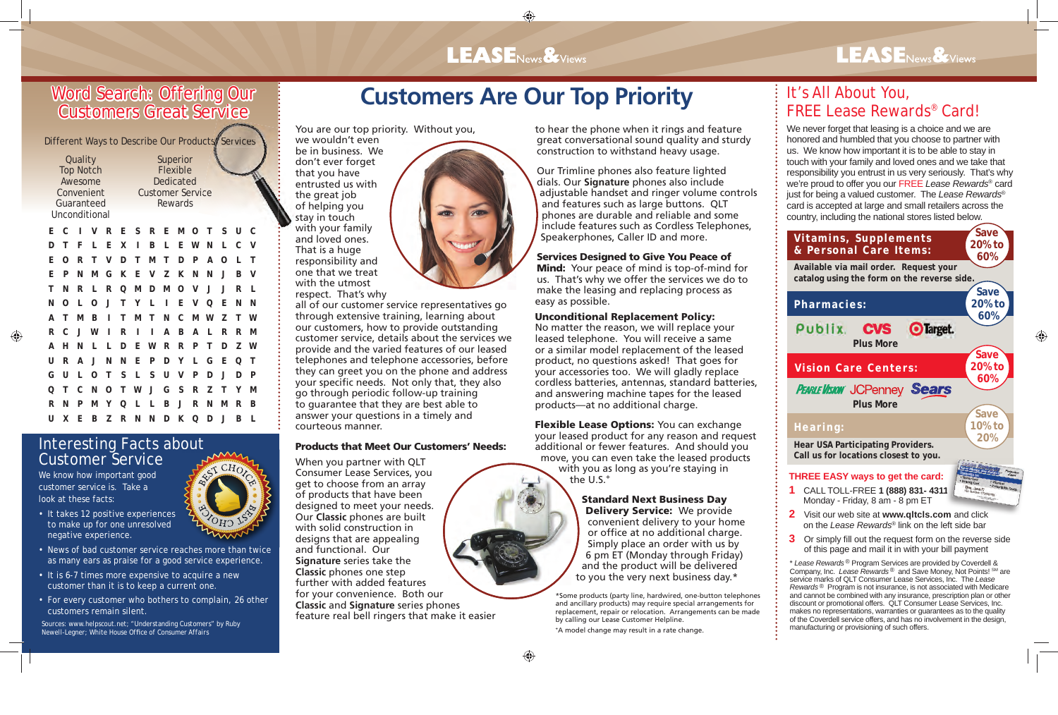## Word Search: Offering Our Customers Great Service

Different Ways to Describe Our Products/Services

Quality
Top Notch
Awesome
Convenient
Guaranteed
Unconditional
Superior
Flexible
Dedicated
Customer Service
Rewards

| | | | | | | | | | | | | | | | |
|---|---|---|---|---|---|---|---|---|---|---|---|---|---|---|---|
| E | C | I | V | R | E | S | R | E | M | O | T | S | U | C |
| D | T | F | L | E | X | I | B | L | E | W | N | L | C | V |
| E | O | R | T | V | D | T | M | T | D | P | A | O | L | T |
| E | P | N | M | G | K | E | V | Z | K | N | N | J | B | V |
| T | N | R | L | R | Q | M | D | M | O | V | J | J | R | L |
| N | O | L | O | J | T | Y | L | I | E | V | Q | E | N | N |
| A | T | M | B | I | T | M | T | N | C | M | W | Z | T | W |
| R | C | J | W | I | R | I | I | A | B | A | L | R | R | M |
| A | H | N | L | L | D | E | W | R | R | P | T | D | Z | W |
| U | R | A | J | N | N | E | P | D | Y | L | G | E | Q | T |
| G | U | L | O | T | S | L | S | U | V | P | D | J | D | P |
| Q | T | C | N | O | T | W | J | G | S | R | Z | T | Y | M |
| R | N | P | M | Y | Q | L | L | B | J | R | N | M | R | B |
| U | X | E | B | Z | R | N | N | D | K | Q | D | J | B | L |

## Interesting Facts about Customer Service

We know how important good customer service is. Take a look at these facts:

- It takes 12 positive experiences to make up for one unresolved negative experience.
- News of bad customer service reaches more than twice as many ears as praise for a good service experience.
- It is 6-7 times more expensive to acquire a new customer than it is to keep a current one.
- For every customer who bothers to complain, 26 other customers remain silent.

Sources: www.helpscout.net; "Understanding Customers" by Ruby Newell-Legner; White House Office of Consumer Affairs

# Customers Are Our Top Priority

You are our top priority. Without you, we wouldn't even be in business. We don't ever forget that you have entrusted us with the great job of helping you stay in touch with your family and loved ones. That is a huge responsibility and one that we treat with the utmost respect. That's why all of our customer service representatives go through extensive training, learning about our customers, how to provide outstanding customer service, details about the services we provide and the varied features of our leased telephones and telephone accessories, before they can greet you on the phone and address your specific needs. Not only that, they also go through periodic follow-up training to guarantee that they are best able to answer your questions in a timely and courteous manner.

**Products that Meet Our Customers' Needs:**

When you partner with QLT Consumer Lease Services, you get to choose from an array of products that have been designed to meet your needs. Our **Classic** phones are built with solid construction in designs that are appealing and functional. Our **Signature** series take the **Classic** phones one step further with added features for your convenience. Both our **Classic** and **Signature** series phones feature real bell ringers that make it easier to hear the phone when it rings and feature great conversational sound quality and sturdy construction to withstand heavy usage.

Our Trimline phones also feature lighted dials. Our **Signature** phones also include adjustable handset and ringer volume controls and features such as large buttons. QLT phones are durable and reliable and some include features such as Cordless Telephones, Speakerphones, Caller ID and more.

**Services Designed to Give You Peace of Mind:** Your peace of mind is top-of-mind for us. That's why we offer the services we do to make the leasing and replacing process as easy as possible.

**Unconditional Replacement Policy:**
No matter the reason, we will replace your leased telephone. You will receive a same or a similar model replacement of the leased product, no questions asked! That goes for your accessories too. We will gladly replace cordless batteries, antennas, standard batteries, and answering machine tapes for the leased products—at no additional charge.

**Flexible Lease Options:** You can exchange your leased product for any reason and request additional or fewer features. And should you move, you can even take the leased products with you as long as you're staying in the U.S.+

**Standard Next Business Day Delivery Service:** We provide convenient delivery to your home or office at no additional charge. Simply place an order with us by 6 pm ET (Monday through Friday) and the product will be delivered to you the very next business day.*

*Some products (party line, hardwired, one-button telephones and ancillary products) may require special arrangements for replacement, repair or relocation. Arrangements can be made by calling our Lease Customer Helpline.

+A model change may result in a rate change.

## It's All About You, FREE Lease Rewards® Card!

We never forget that leasing is a choice and we are honored and humbled that you choose to partner with us. We know how important it is to be able to stay in touch with your family and loved ones and we take that responsibility you entrust in us very seriously. That's why we're proud to offer you our FREE *Lease Rewards*® card just for being a valued customer. The *Lease Rewards*® card is accepted at large and small retailers across the country, including the national stores listed below.

**Vitamins, Supplements & Personal Care Items:** Save 20% to 60%
**Available via mail order. Request your catalog using the form on the reverse side.**

**Pharmacies:** Save 20% to 60%
Publix, CVS, Target
**Plus More**

**Vision Care Centers:** Save 20% to 60%
Pearle Vision, JCPenney, Sears
**Plus More**

**Hearing:** Save 10% to 20%
**Hear USA Participating Providers. Call us for locations closest to you.**

**THREE EASY ways to get the card:**

1. CALL TOLL-FREE **1 (888) 831- 4311** Monday - Friday, 8 am - 8 pm ET
2. Visit our web site at **www.qltcls.com** and click on the *Lease Rewards*® link on the left side bar
3. Or simply fill out the response form on the reverse side of this page and mail it in with your bill payment

* *Lease Rewards* ® Program Services are provided by Coverdell & Company, Inc. *Lease Rewards* ® and Save Money, Not Points! SM are service marks of QLT Consumer Lease Services, Inc. The *Lease Rewards* ® Program is not insurance, is not associated with Medicare and cannot be combined with any insurance, prescription plan or other discount or promotional offers. QLT Consumer Lease Services, Inc. makes no representations, warranties or guarantees as to the quality of the Coverdell service offers, and has no involvement in the design, manufacturing or provisioning of such offers.